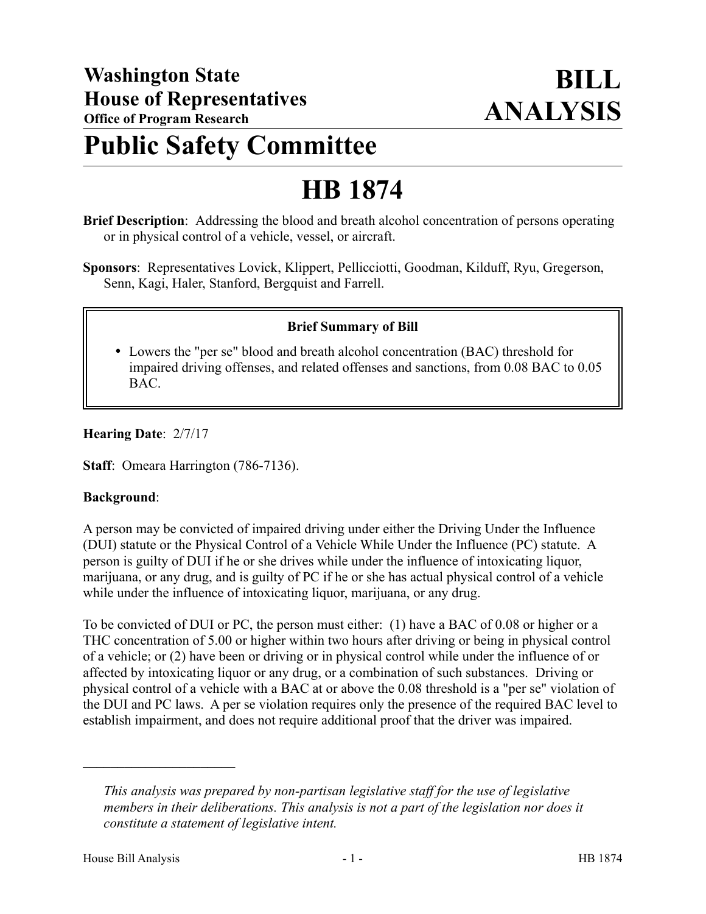**Washington State House of Representatives**
**Office of Program Research**

# BILL ANALYSIS

# Public Safety Committee

# HB 1874

**Brief Description**: Addressing the blood and breath alcohol concentration of persons operating or in physical control of a vehicle, vessel, or aircraft.

**Sponsors**: Representatives Lovick, Klippert, Pellicciotti, Goodman, Kilduff, Ryu, Gregerson, Senn, Kagi, Haler, Stanford, Bergquist and Farrell.

**Brief Summary of Bill**

- Lowers the "per se" blood and breath alcohol concentration (BAC) threshold for impaired driving offenses, and related offenses and sanctions, from 0.08 BAC to 0.05 BAC.

**Hearing Date**: 2/7/17

**Staff**: Omeara Harrington (786-7136).

**Background**:

A person may be convicted of impaired driving under either the Driving Under the Influence (DUI) statute or the Physical Control of a Vehicle While Under the Influence (PC) statute. A person is guilty of DUI if he or she drives while under the influence of intoxicating liquor, marijuana, or any drug, and is guilty of PC if he or she has actual physical control of a vehicle while under the influence of intoxicating liquor, marijuana, or any drug.

To be convicted of DUI or PC, the person must either: (1) have a BAC of 0.08 or higher or a THC concentration of 5.00 or higher within two hours after driving or being in physical control of a vehicle; or (2) have been or driving or in physical control while under the influence of or affected by intoxicating liquor or any drug, or a combination of such substances. Driving or physical control of a vehicle with a BAC at or above the 0.08 threshold is a "per se" violation of the DUI and PC laws. A per se violation requires only the presence of the required BAC level to establish impairment, and does not require additional proof that the driver was impaired.

---

*This analysis was prepared by non-partisan legislative staff for the use of legislative members in their deliberations. This analysis is not a part of the legislation nor does it constitute a statement of legislative intent.*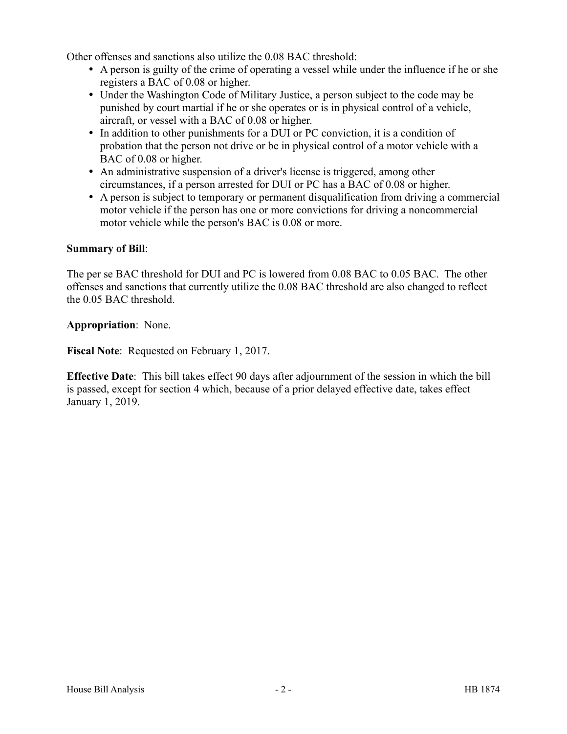Other offenses and sanctions also utilize the 0.08 BAC threshold:

- A person is guilty of the crime of operating a vessel while under the influence if he or she registers a BAC of 0.08 or higher.
- Under the Washington Code of Military Justice, a person subject to the code may be punished by court martial if he or she operates or is in physical control of a vehicle, aircraft, or vessel with a BAC of 0.08 or higher.
- In addition to other punishments for a DUI or PC conviction, it is a condition of probation that the person not drive or be in physical control of a motor vehicle with a BAC of 0.08 or higher.
- An administrative suspension of a driver's license is triggered, among other circumstances, if a person arrested for DUI or PC has a BAC of 0.08 or higher.
- A person is subject to temporary or permanent disqualification from driving a commercial motor vehicle if the person has one or more convictions for driving a noncommercial motor vehicle while the person's BAC is 0.08 or more.

**Summary of Bill**:

The per se BAC threshold for DUI and PC is lowered from 0.08 BAC to 0.05 BAC. The other offenses and sanctions that currently utilize the 0.08 BAC threshold are also changed to reflect the 0.05 BAC threshold.

**Appropriation**: None.

**Fiscal Note**: Requested on February 1, 2017.

**Effective Date**: This bill takes effect 90 days after adjournment of the session in which the bill is passed, except for section 4 which, because of a prior delayed effective date, takes effect January 1, 2019.